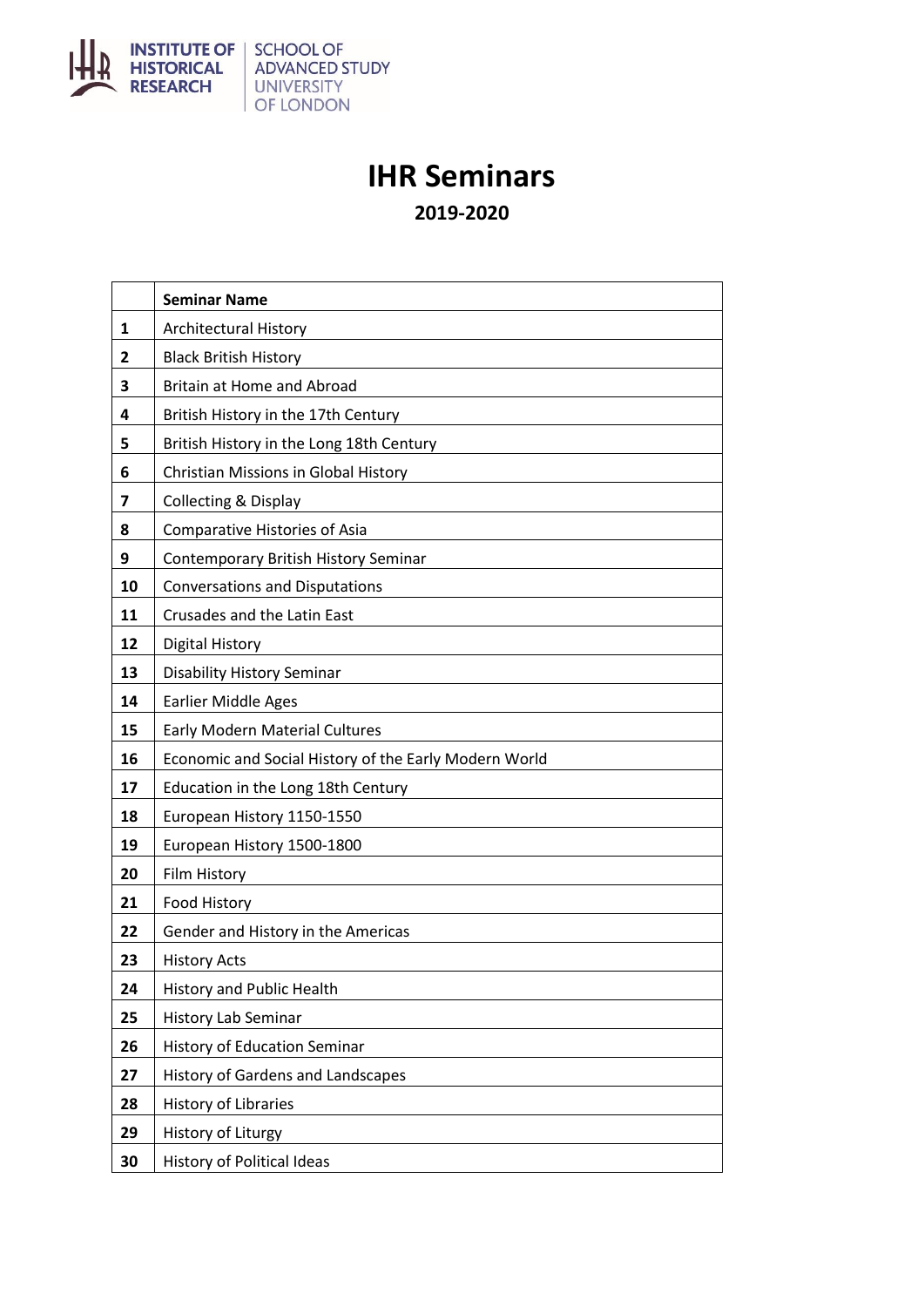INSTITUTE OF HISTORICAL RESEARCH | SCHOOL OF ADVANCED STUDY UNIVERSITY OF LONDON

# IHR Seminars

## 2019-2020

| | Seminar Name |
|---|---|
| 1 | Architectural History |
| 2 | Black British History |
| 3 | Britain at Home and Abroad |
| 4 | British History in the 17th Century |
| 5 | British History in the Long 18th Century |
| 6 | Christian Missions in Global History |
| 7 | Collecting & Display |
| 8 | Comparative Histories of Asia |
| 9 | Contemporary British History Seminar |
| 10 | Conversations and Disputations |
| 11 | Crusades and the Latin East |
| 12 | Digital History |
| 13 | Disability History Seminar |
| 14 | Earlier Middle Ages |
| 15 | Early Modern Material Cultures |
| 16 | Economic and Social History of the Early Modern World |
| 17 | Education in the Long 18th Century |
| 18 | European History 1150-1550 |
| 19 | European History 1500-1800 |
| 20 | Film History |
| 21 | Food History |
| 22 | Gender and History in the Americas |
| 23 | History Acts |
| 24 | History and Public Health |
| 25 | History Lab Seminar |
| 26 | History of Education Seminar |
| 27 | History of Gardens and Landscapes |
| 28 | History of Libraries |
| 29 | History of Liturgy |
| 30 | History of Political Ideas |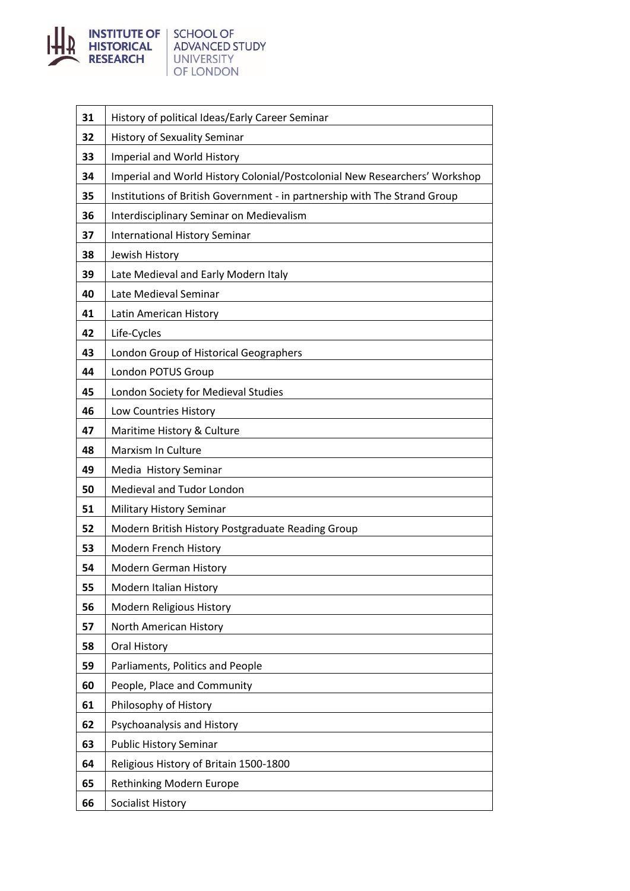| | |
|---|---|
| 31 | History of political Ideas/Early Career Seminar |
| 32 | History of Sexuality Seminar |
| 33 | Imperial and World History |
| 34 | Imperial and World History Colonial/Postcolonial New Researchers' Workshop |
| 35 | Institutions of British Government - in partnership with The Strand Group |
| 36 | Interdisciplinary Seminar on Medievalism |
| 37 | International History Seminar |
| 38 | Jewish History |
| 39 | Late Medieval and Early Modern Italy |
| 40 | Late Medieval Seminar |
| 41 | Latin American History |
| 42 | Life-Cycles |
| 43 | London Group of Historical Geographers |
| 44 | London POTUS Group |
| 45 | London Society for Medieval Studies |
| 46 | Low Countries History |
| 47 | Maritime History & Culture |
| 48 | Marxism In Culture |
| 49 | Media History Seminar |
| 50 | Medieval and Tudor London |
| 51 | Military History Seminar |
| 52 | Modern British History Postgraduate Reading Group |
| 53 | Modern French History |
| 54 | Modern German History |
| 55 | Modern Italian History |
| 56 | Modern Religious History |
| 57 | North American History |
| 58 | Oral History |
| 59 | Parliaments, Politics and People |
| 60 | People, Place and Community |
| 61 | Philosophy of History |
| 62 | Psychoanalysis and History |
| 63 | Public History Seminar |
| 64 | Religious History of Britain 1500-1800 |
| 65 | Rethinking Modern Europe |
| 66 | Socialist History |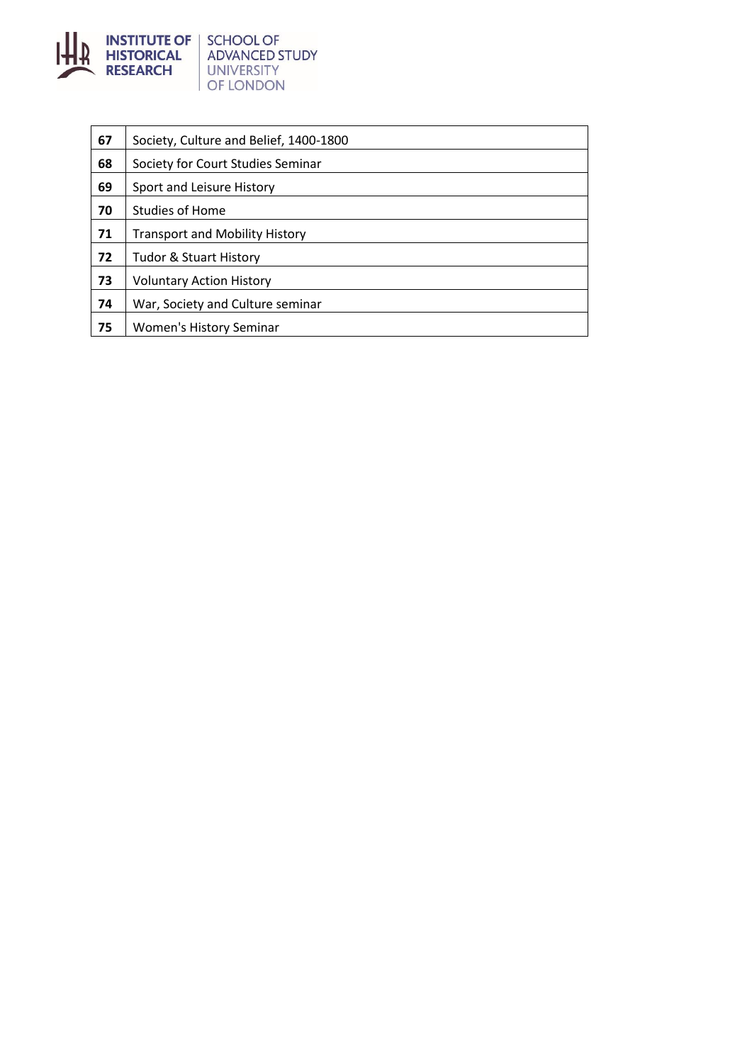| | |
|---|---|
| **67** | Society, Culture and Belief, 1400-1800 |
| **68** | Society for Court Studies Seminar |
| **69** | Sport and Leisure History |
| **70** | Studies of Home |
| **71** | Transport and Mobility History |
| **72** | Tudor & Stuart History |
| **73** | Voluntary Action History |
| **74** | War, Society and Culture seminar |
| **75** | Women's History Seminar |